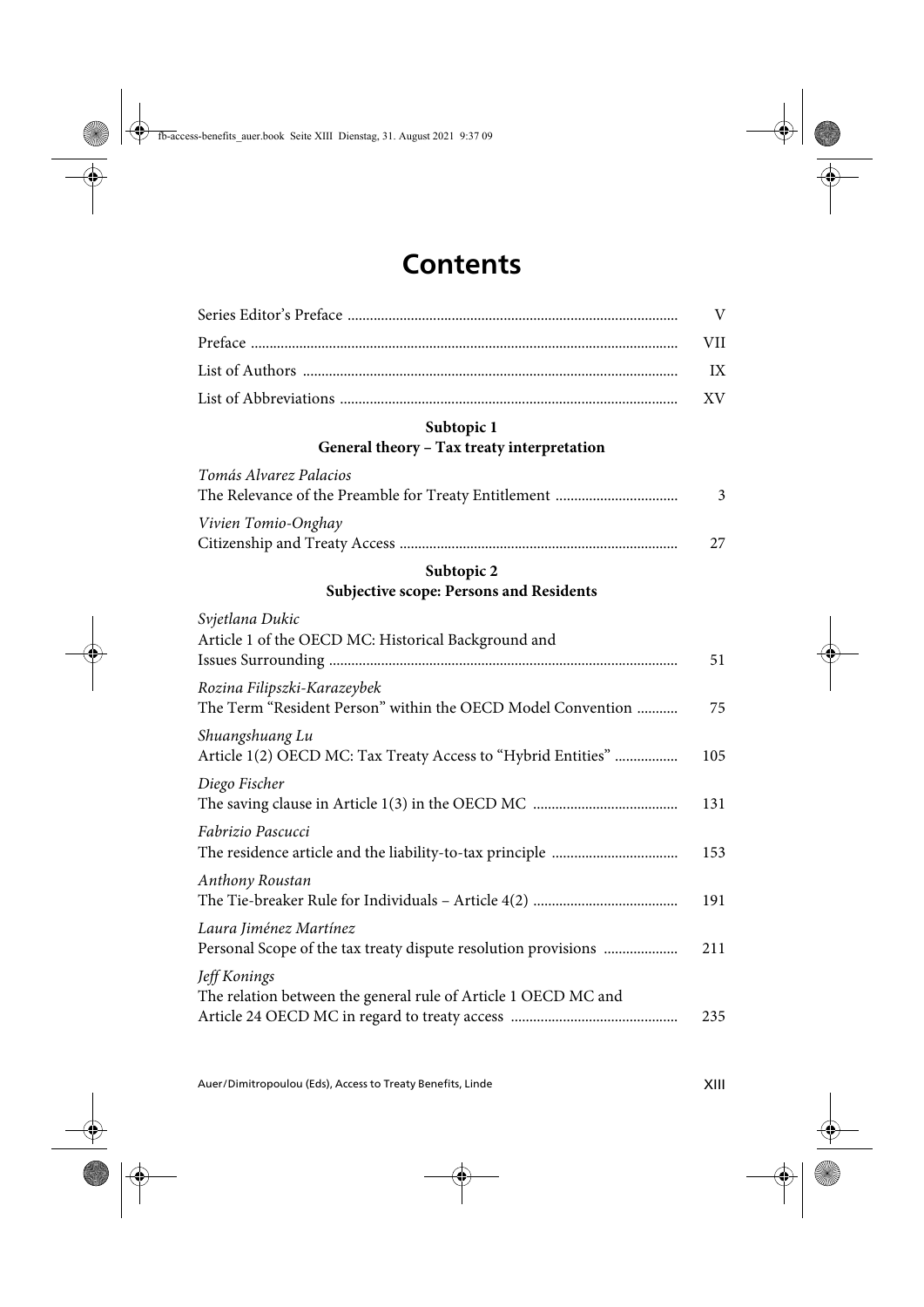# Contents

| | |
|---|---|
| Series Editor's Preface | V |
| Preface | VII |
| List of Authors | IX |
| List of Abbreviations | XV |

## Subtopic 1
## General theory – Tax treaty interpretation

| | |
|---|---|
| *Tomás Alvarez Palacios*<br>The Relevance of the Preamble for Treaty Entitlement | 3 |
| *Vivien Tomio-Onghay*<br>Citizenship and Treaty Access | 27 |

## Subtopic 2
## Subjective scope: Persons and Residents

| | |
|---|---|
| *Svjetlana Dukic*<br>Article 1 of the OECD MC: Historical Background and Issues Surrounding | 51 |
| *Rozina Filipszki-Karazeybek*<br>The Term "Resident Person" within the OECD Model Convention | 75 |
| *Shuangshuang Lu*<br>Article 1(2) OECD MC: Tax Treaty Access to "Hybrid Entities" | 105 |
| *Diego Fischer*<br>The saving clause in Article 1(3) in the OECD MC | 131 |
| *Fabrizio Pascucci*<br>The residence article and the liability-to-tax principle | 153 |
| *Anthony Roustan*<br>The Tie-breaker Rule for Individuals – Article 4(2) | 191 |
| *Laura Jiménez Martínez*<br>Personal Scope of the tax treaty dispute resolution provisions | 211 |
| *Jeff Konings*<br>The relation between the general rule of Article 1 OECD MC and Article 24 OECD MC in regard to treaty access | 235 |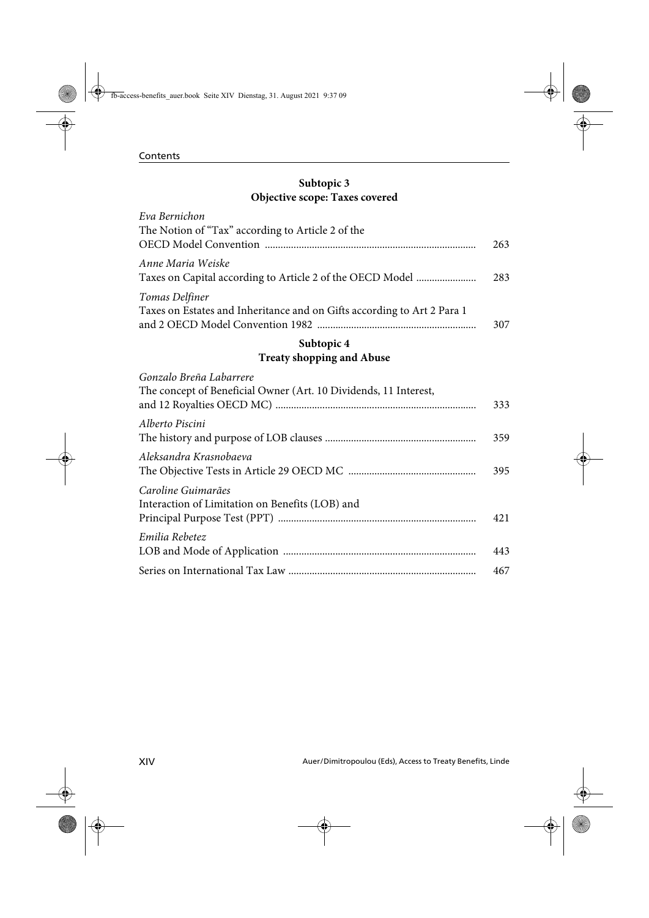## Subtopic 3
## Objective scope: Taxes covered

*Eva Bernichon*
The Notion of "Tax" according to Article 2 of the OECD Model Convention ... 263

*Anne Maria Weiske*
Taxes on Capital according to Article 2 of the OECD Model ... 283

*Tomas Delfiner*
Taxes on Estates and Inheritance and on Gifts according to Art 2 Para 1 and 2 OECD Model Convention 1982 ... 307

## Subtopic 4
## Treaty shopping and Abuse

*Gonzalo Breña Labarrere*
The concept of Beneficial Owner (Art. 10 Dividends, 11 Interest, and 12 Royalties OECD MC) ... 333

*Alberto Piscini*
The history and purpose of LOB clauses ... 359

*Aleksandra Krasnobaeva*
The Objective Tests in Article 29 OECD MC ... 395

*Caroline Guimarães*
Interaction of Limitation on Benefits (LOB) and Principal Purpose Test (PPT) ... 421

*Emilia Rebetez*
LOB and Mode of Application ... 443

Series on International Tax Law ... 467